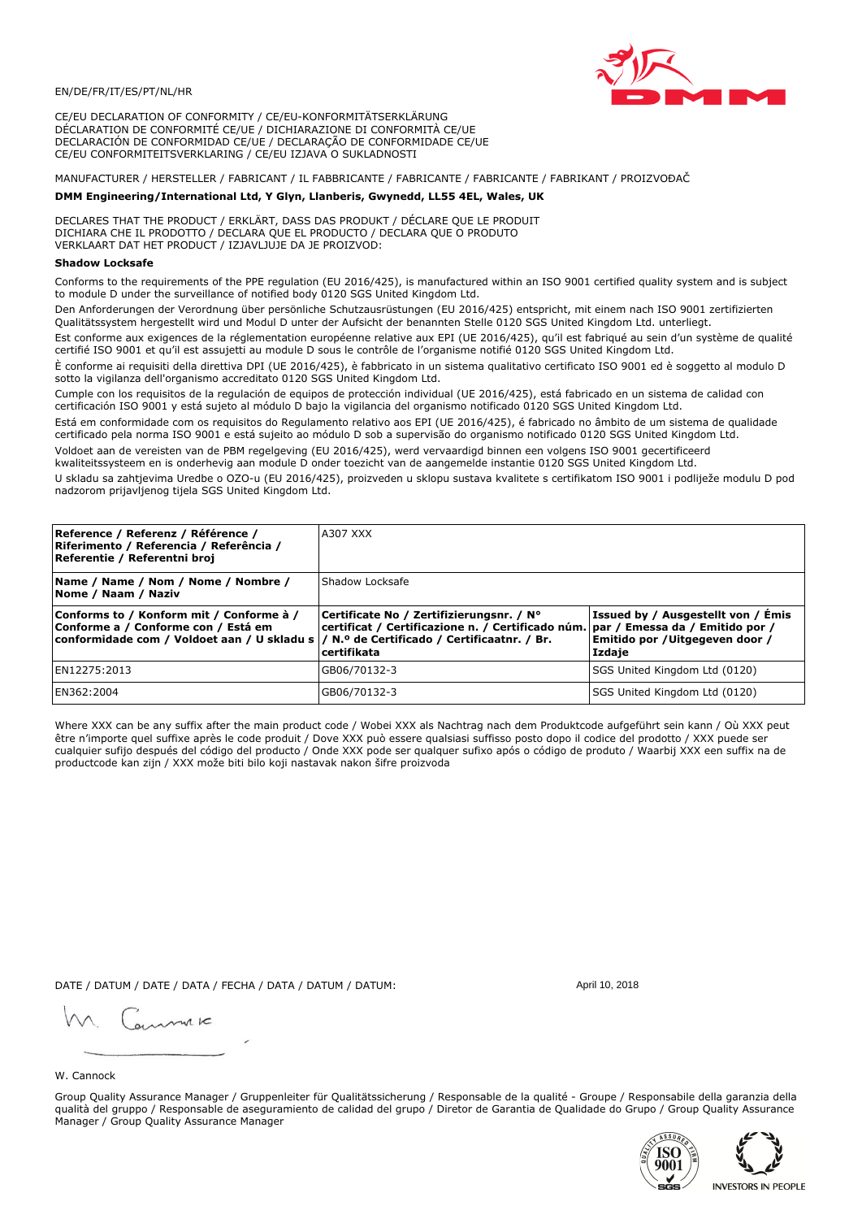EN/DE/FR/IT/ES/PT/NL/HR

CE/EU DECLARATION OF CONFORMITY / CE/EU-KONFORMITÄTSERKLÄRUNG
DÉCLARATION DE CONFORMITÉ CE/UE / DICHIARAZIONE DI CONFORMITÀ CE/UE
DECLARACIÓN DE CONFORMIDAD CE/UE / DECLARAÇÃO DE CONFORMIDADE CE/UE
CE/EU CONFORMITEITSVERKLARING / CE/EU IZJAVA O SUKLADNOSTI

MANUFACTURER / HERSTELLER / FABRICANT / IL FABBRICANTE / FABRICANTE / FABRICANTE / FABRIKANT / PROIZVOĐAČ

**DMM Engineering/International Ltd, Y Glyn, Llanberis, Gwynedd, LL55 4EL, Wales, UK**

DECLARES THAT THE PRODUCT / ERKLÄRT, DASS DAS PRODUKT / DÉCLARE QUE LE PRODUIT
DICHIARA CHE IL PRODOTTO / DECLARA QUE EL PRODUCTO / DECLARA QUE O PRODUTO
VERKLAART DAT HET PRODUCT / IZJAVLJUJE DA JE PROIZVOD:

**Shadow Locksafe**

Conforms to the requirements of the PPE regulation (EU 2016/425), is manufactured within an ISO 9001 certified quality system and is subject to module D under the surveillance of notified body 0120 SGS United Kingdom Ltd.

Den Anforderungen der Verordnung über persönliche Schutzausrüstungen (EU 2016/425) entspricht, mit einem nach ISO 9001 zertifizierten Qualitätssystem hergestellt wird und Modul D unter der Aufsicht der benannten Stelle 0120 SGS United Kingdom Ltd. unterliegt.

Est conforme aux exigences de la réglementation européenne relative aux EPI (UE 2016/425), qu'il est fabriqué au sein d'un système de qualité certifié ISO 9001 et qu'il est assujetti au module D sous le contrôle de l'organisme notifié 0120 SGS United Kingdom Ltd.

È conforme ai requisiti della direttiva DPI (UE 2016/425), è fabbricato in un sistema qualitativo certificato ISO 9001 ed è soggetto al modulo D sotto la vigilanza dell'organismo accreditato 0120 SGS United Kingdom Ltd.

Cumple con los requisitos de la regulación de equipos de protección individual (UE 2016/425), está fabricado en un sistema de calidad con certificación ISO 9001 y está sujeto al módulo D bajo la vigilancia del organismo notificado 0120 SGS United Kingdom Ltd.

Está em conformidade com os requisitos do Regulamento relativo aos EPI (UE 2016/425), é fabricado no âmbito de um sistema de qualidade certificado pela norma ISO 9001 e está sujeito ao módulo D sob a supervisão do organismo notificado 0120 SGS United Kingdom Ltd.

Voldoet aan de vereisten van de PBM regelgeving (EU 2016/425), werd vervaardigd binnen een volgens ISO 9001 gecertificeerd kwaliteitssysteem en is onderhevig aan module D onder toezicht van de aangemelde instantie 0120 SGS United Kingdom Ltd.

U skladu sa zahtjevima Uredbe o OZO-u (EU 2016/425), proizveden u sklopu sustava kvalitete s certifikatom ISO 9001 i podliježe modulu D pod nadzorom prijavljenog tijela SGS United Kingdom Ltd.

| **Reference / Referenz / Référence / Riferimento / Referencia / Referência / Referentie / Referentni broj** | A307 XXX | |
|---|---|---|
| **Name / Name / Nom / Nome / Nombre / Nome / Naam / Naziv** | Shadow Locksafe | |
| **Conforms to / Konform mit / Conforme à / Conforme a / Conforme con / Está em conformidade com / Voldoet aan / U skladu s** | **Certificate No / Zertifizierungsnr. / N° certificat / Certificazione n. / Certificado núm. / N.º de Certificado / Certificaatnr. / Br. certifikata** | **Issued by / Ausgestellt von / Émis par / Emessa da / Emitido por / Emitido por / Uitgegeven door / Izdaje** |
| EN12275:2013 | GB06/70132-3 | SGS United Kingdom Ltd (0120) |
| EN362:2004 | GB06/70132-3 | SGS United Kingdom Ltd (0120) |

Where XXX can be any suffix after the main product code / Wobei XXX als Nachtrag nach dem Produktcode aufgeführt sein kann / Où XXX peut être n'importe quel suffixe après le code produit / Dove XXX può essere qualsiasi suffisso posto dopo il codice del prodotto / XXX puede ser cualquier sufijo después del código del producto / Onde XXX pode ser qualquer sufixo após o código de produto / Waarbij XXX een suffix na de productcode kan zijn / XXX može biti bilo koji nastavak nakon šifre proizvoda

DATE / DATUM / DATE / DATA / FECHA / DATA / DATUM / DATUM: April 10, 2018

W. Cannock

Group Quality Assurance Manager / Gruppenleiter für Qualitätssicherung / Responsable de la qualité - Groupe / Responsabile della garanzia della qualità del gruppo / Responsable de aseguramiento de calidad del grupo / Diretor de Garantia de Qualidade do Grupo / Group Quality Assurance Manager / Group Quality Assurance Manager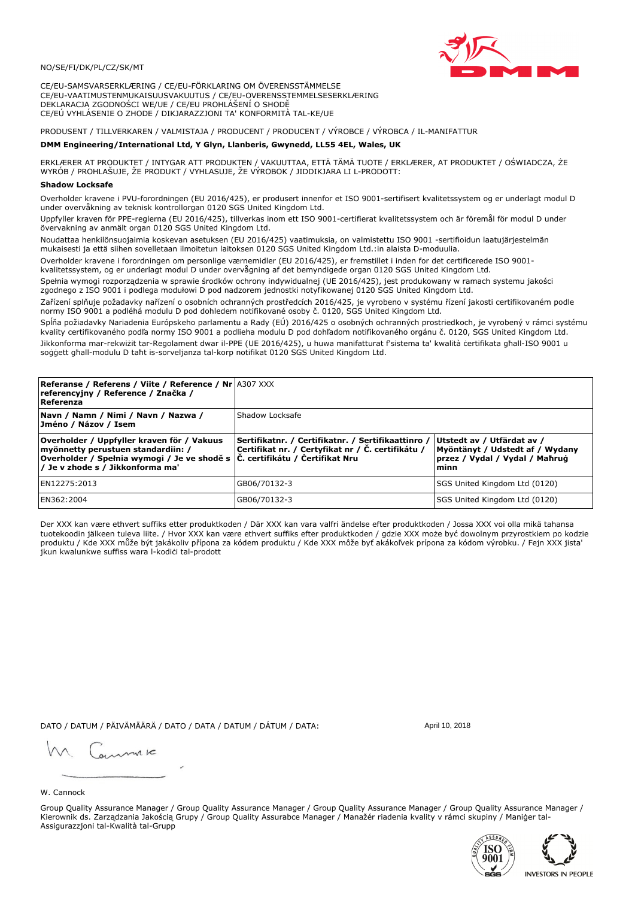NO/SE/FI/DK/PL/CZ/SK/MT

CE/EU-SAMSVARSERKLÆRING / CE/EU-FÖRKLARING OM ÖVERENSSTÄMMELSE
CE/EU-VAATIMUSTENMUKAISUUSVAKUUTUS / CE/EU-OVERENSSTEMMELSESERKLÆRING
DEKLARACJA ZGODNOŚCI WE/UE / CE/EU PROHLÁŠENÍ O SHODĚ
CE/EÚ VYHLÁSENIE O ZHODE / DIKJARAZZJONI TA' KONFORMITÀ TAL-KE/UE

PRODUSENT / TILLVERKAREN / VALMISTAJA / PRODUCENT / PRODUCENT / VÝROBCE / VÝROBCA / IL-MANIFATTUR

**DMM Engineering/International Ltd, Y Glyn, Llanberis, Gwynedd, LL55 4EL, Wales, UK**

ERKLÆRER AT PRODUKTET / INTYGAR ATT PRODUKTEN / VAKUUTTAA, ETTÄ TÄMÄ TUOTE / ERKLÆRER, AT PRODUKTET / OŚWIADCZA, ŻE WYRÓB / PROHLAŠUJE, ŽE PRODUKT / VYHLASUJE, ŽE VÝROBOK / JIDDIKJARA LI L-PRODOTT:

**Shadow Locksafe**

Overholder kravene i PVU-forordningen (EU 2016/425), er produsert innenfor et ISO 9001-sertifisert kvalitetssystem og er underlagt modul D under overvåkning av teknisk kontrollorgan 0120 SGS United Kingdom Ltd.

Uppfyller kraven för PPE-reglerna (EU 2016/425), tillverkas inom ett ISO 9001-certifierat kvalitetssystem och är föremål för modul D under övervakning av anmält organ 0120 SGS United Kingdom Ltd.

Noudattaa henkilönsuojaimia koskevan asetuksen (EU 2016/425) vaatimuksia, on valmistettu ISO 9001 -sertifioidun laatujärjestelmän mukaisesti ja että siihen sovelletaan ilmoitetun laitoksen 0120 SGS United Kingdom Ltd.:in alaista D-moduulia.

Overholder kravene i forordningen om personlige værnemidler (EU 2016/425), er fremstillet i inden for det certificerede ISO 9001-kvalitetssystem, og er underlagt modul D under overvågning af det bemyndigede organ 0120 SGS United Kingdom Ltd.

Spełnia wymogi rozporządzenia w sprawie środków ochrony indywidualnej (UE 2016/425), jest produkowany w ramach systemu jakości zgodnego z ISO 9001 i podlega modułowi D pod nadzorem jednostki notyfikowanej 0120 SGS United Kingdom Ltd.

Zařízení splňuje požadavky nařízení o osobních ochranných prostředcích 2016/425, je vyrobeno v systému řízení jakosti certifikovaném podle normy ISO 9001 a podléhá modulu D pod dohledem notifikované osoby č. 0120, SGS United Kingdom Ltd.

Spĺňa požiadavky Nariadenia Európskeho parlamentu a Rady (EÚ) 2016/425 o osobných ochranných prostriedkoch, je vyrobený v rámci systému kvality certifikovaného podľa normy ISO 9001 a podlieha modulu D pod dohľadom notifikovaného orgánu č. 0120, SGS United Kingdom Ltd.

Jikkonforma mar-rekwiżit tar-Regolament dwar il-PPE (UE 2016/425), u huwa manifatturat f'sistema ta' kwalità ċertifikata għall-ISO 9001 u soġġett għall-modulu D taħt is-sorveljanza tal-korp notifikat 0120 SGS United Kingdom Ltd.

| **Referanse / Referens / Viite / Reference / Nr referencyjny / Reference / Značka / Referenza** | A307 XXX | |
|---|---|---|
| **Navn / Namn / Nimi / Navn / Nazwa / Jméno / Názov / Isem** | Shadow Locksafe | |
| **Overholder / Uppfyller kraven för / Vakuus myönnetty perustuen standardiin: / Overholder / Spełnia wymogi / Je ve shodě s / Je v zhode s / Jikkonforma ma'** | **Sertifikatnr. / Certifikatnr. / Sertifikaattinro / Certifikat nr. / Certyfikat nr / Č. certifikátu / Č. certifikátu / Ċertifikat Nru** | **Utstedt av / Utfärdat av / Myöntänyt / Udstedt af / Wydany przez / Vydal / Vydal / Maħruġ minn** |
| EN12275:2013 | GB06/70132-3 | SGS United Kingdom Ltd (0120) |
| EN362:2004 | GB06/70132-3 | SGS United Kingdom Ltd (0120) |

Der XXX kan være ethvert suffiks etter produktkoden / Där XXX kan vara valfri ändelse efter produktkoden / Jossa XXX voi olla mikä tahansa tuotekoodin jälkeen tuleva liite. / Hvor XXX kan være ethvert suffiks efter produktkoden / gdzie XXX może być dowolnym przyrostkiem po kodzie produktu / Kde XXX může být jakákoliv přípona za kódem produktu / Kde XXX môže byť akákoľvek prípona za kódom výrobku. / Fejn XXX jista' jkun kwalunkwe suffiss wara l-kodiċi tal-prodott

DATO / DATUM / PÄIVÄMÄÄRÄ / DATO / DATA / DATUM / DÁTUM / DATA: April 10, 2018

W. Cannock

Group Quality Assurance Manager / Group Quality Assurance Manager / Group Quality Assurance Manager / Group Quality Assurance Manager / Kierownik ds. Zarządzania Jakością Grupy / Group Quality Assurabce Manager / Manažér riadenia kvality v rámci skupiny / Maniġer tal-Assigurazzjoni tal-Kwalità tal-Grupp

INVESTORS IN PEOPLE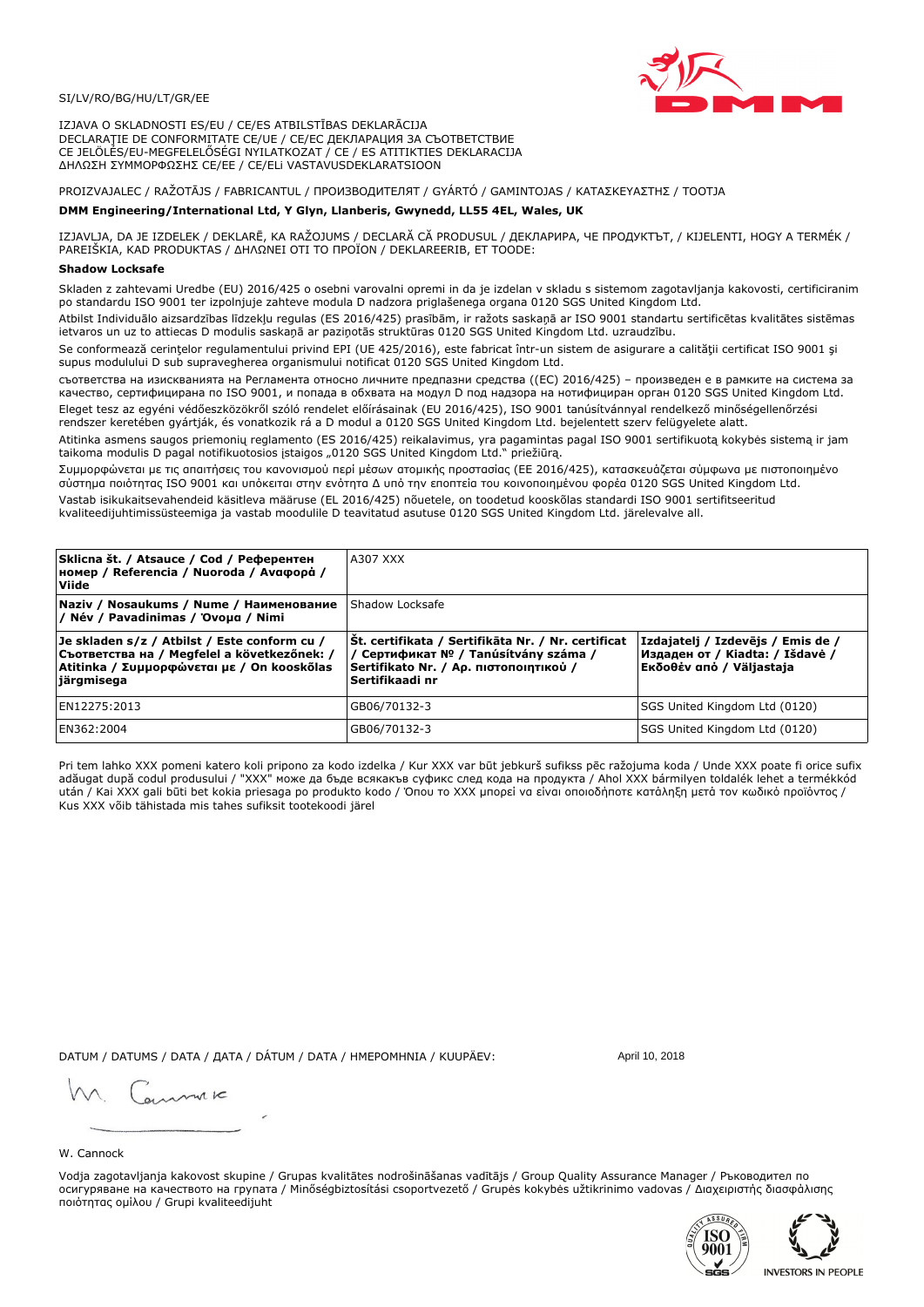SI/LV/RO/BG/HU/LT/GR/EE

IZJAVA O SKLADNOSTI ES/EU / CE/ES ATBILSTĪBAS DEKLARĀCIJA
DECLARAȚIE DE CONFORMITATE CE/UE / CE/ЕС ДЕКЛАРАЦИЯ ЗА СЪОТВЕТСТВИЕ
CE JELÖLÉS/EU-MEGFELELŐSÉGI NYILATKOZAT / CE / ES ATITIKTIES DEKLARACIJA
ΔΗΛΩΣΗ ΣΥΜΜΟΡΦΩΣΗΣ CE/ΕΕ / CE/ELi VASTAVUSDEKLARATSIOON

PROIZVAJALEC / RAŽOTĀJS / FABRICANTUL / ПРОИЗВОДИТЕЛЯТ / GYÁRTÓ / GAMINTOJAS / ΚΑΤΑΣΚΕΥΑΣΤΗΣ / TOOTJA

**DMM Engineering/International Ltd, Y Glyn, Llanberis, Gwynedd, LL55 4EL, Wales, UK**

IZJAVLJA, DA JE IZDELEK / DEKLARĒ, KA RAŽOJUMS / DECLARĂ CĂ PRODUSUL / ДЕКЛАРИРА, ЧЕ ПРОДУКТЪТ, / KIJELENTI, HOGY A TERMÉK / PAREIŠKIA, KAD PRODUKTAS / ΔΗΛΩΝΕΙ ΟΤΙ ΤΟ ΠΡΟΪΟΝ / DEKLAREERIB, ET TOODE:

**Shadow Locksafe**

Skladen z zahtevami Uredbe (EU) 2016/425 o osebni varovalni opremi in da je izdelan v skladu s sistemom zagotavljanja kakovosti, certificiranim po standardu ISO 9001 ter izpolnjuje zahteve modula D nadzora priglašenega organa 0120 SGS United Kingdom Ltd.

Atbilst Individuālo aizsardzības līdzekļu regulas (ES 2016/425) prasībām, ir ražots saskaņā ar ISO 9001 standartu sertificētas kvalitātes sistēmas ietvaros un uz to attiecas D modulis saskaņā ar paziņotās struktūras 0120 SGS United Kingdom Ltd. uzraudzību.

Se conformează cerințelor regulamentului privind EPI (UE 425/2016), este fabricat într-un sistem de asigurare a calității certificat ISO 9001 și supus modulului D sub supravegherea organismului notificat 0120 SGS United Kingdom Ltd.

съответства на изискванията на Регламента относно личните предпазни средства ((ЕС) 2016/425) – произведен е в рамките на система за качество, сертифицирана по ISO 9001, и попада в обхвата на модул D под надзора на нотифициран орган 0120 SGS United Kingdom Ltd.

Eleget tesz az egyéni védőeszközökről szóló rendelet előírásainak (EU 2016/425), ISO 9001 tanúsítvánnyal rendelkező minőségellenőrzési rendszer keretében gyártják, és vonatkozik rá a D modul a 0120 SGS United Kingdom Ltd. bejelentett szerv felügyelete alatt.

Atitinka asmens saugos priemonių reglamento (ES 2016/425) reikalavimus, yra pagamintas pagal ISO 9001 sertifikuotą kokybės sistemą ir jam taikoma modulis D pagal notifikuotosios įstaigos „0120 SGS United Kingdom Ltd." priežiūrą.

Συμμορφώνεται με τις απαιτήσεις του κανονισμού περί μέσων ατομικής προστασίας (ΕΕ 2016/425), κατασκευάζεται σύμφωνα με πιστοποιημένο σύστημα ποιότητας ISO 9001 και υπόκειται στην ενότητα Δ υπό την εποπτεία του κοινοποιημένου φορέα 0120 SGS United Kingdom Ltd.

Vastab isikukaitsevahendeid käsitleva määruse (EL 2016/425) nõuetele, on toodetud kooskõlas standardi ISO 9001 sertifitseeritud kvaliteedijuhtimissüsteemiga ja vastab moodulile D teavitatud asutuse 0120 SGS United Kingdom Ltd. järelevalve all.

| | | |
|---|---|---|
| **Sklicna št. / Atsauce / Cod / Референтен номер / Referencia / Nuoroda / Αναφορά / Viide** | A307 XXX | |
| **Naziv / Nosaukums / Nume / Наименование / Név / Pavadinimas / Όνομα / Nimi** | Shadow Locksafe | |
| **Je skladen s/z / Atbilst / Este conform cu / Съответства на / Megfelel a következőnek: / Atitinka / Συμμορφώνεται με / On kooskõlas järgmisega** | **Št. certifikata / Sertifikāta Nr. / Nr. certificat / Сертификат № / Tanúsítvány száma / Sertifikato Nr. / Αρ. πιστοποιητικού / Sertifikaadi nr** | **Izdajatelj / Izdevējs / Emis de / Издаден от / Kiadta: / Išdavė / Εκδοθέν από / Väljastaja** |
| EN12275:2013 | GB06/70132-3 | SGS United Kingdom Ltd (0120) |
| EN362:2004 | GB06/70132-3 | SGS United Kingdom Ltd (0120) |

Pri tem lahko XXX pomeni katero koli pripono za kodo izdelka / Kur XXX var būt jebkurš sufikss pēc ražojuma koda / Unde XXX poate fi orice sufix adăugat după codul produsului / "XXX" може да бъде всякакъв суфикс след кода на продукта / Ahol XXX bármilyen toldalék lehet a termékkód után / Kai XXX gali būti bet kokia priesaga po produkto kodo / Όπου το XXX μπορεί να είναι οποιοδήποτε κατάληξη μετά τον κωδικό προϊόντος / Kus XXX võib tähistada mis tahes sufiksit tootekoodi järel

DATUM / DATUMS / DATA / ДАТА / DÁTUM / DATA / ΗΜΕΡΟΜΗΝΙΑ / KUUPÄEV: April 10, 2018

W. Cannock

Vodja zagotavljanja kakovost skupine / Grupas kvalitātes nodrošināšanas vadītājs / Group Quality Assurance Manager / Ръководител по осигуряване на качеството на групата / Minőségbiztosítási csoportvezető / Grupės kokybės užtikrinimo vadovas / Διαχειριστής διασφάλισης ποιότητας ομίλου / Grupi kvaliteedijuht